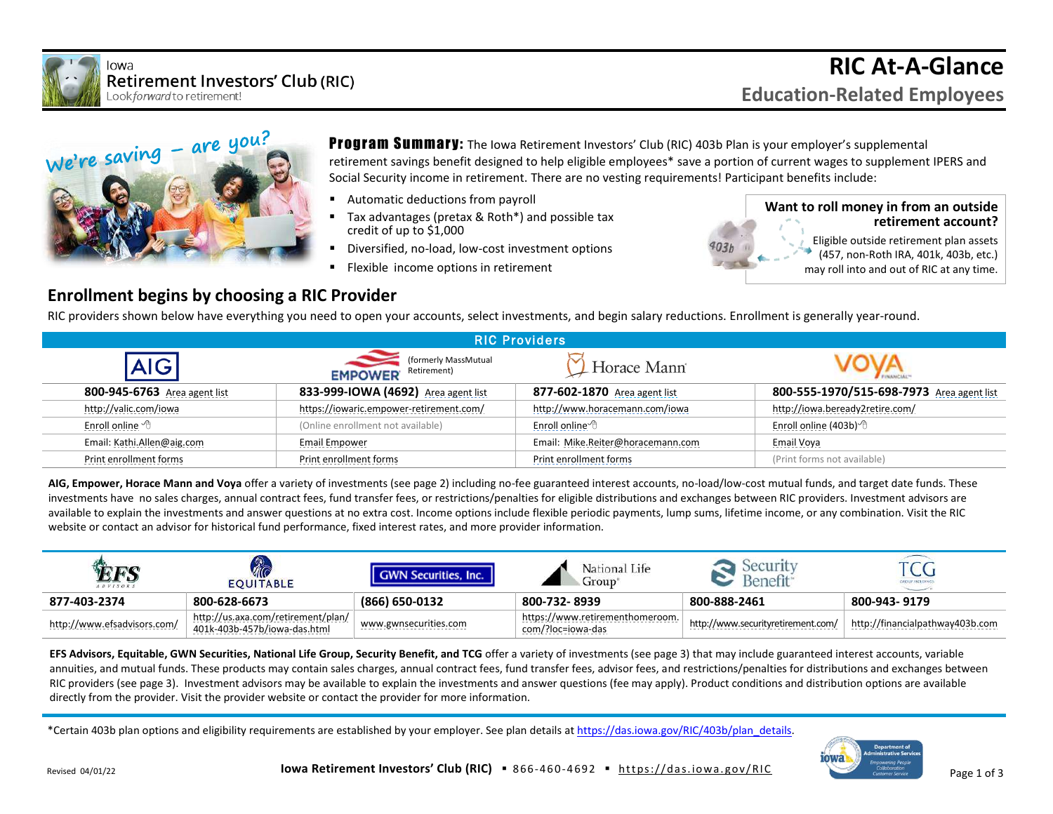Iowa
Retirement Investors' Club (RIC)
Look *forward* to retirement!

# RIC At-A-Glance

## Education-Related Employees

We're saving – are you?

**Program Summary:** The Iowa Retirement Investors' Club (RIC) 403b Plan is your employer's supplemental retirement savings benefit designed to help eligible employees* save a portion of current wages to supplement IPERS and Social Security income in retirement. There are no vesting requirements! Participant benefits include:

- Automatic deductions from payroll
- Tax advantages (pretax & Roth*) and possible tax credit of up to $1,000
- Diversified, no-load, low-cost investment options
- Flexible income options in retirement

**Want to roll money in from an outside retirement account?**
Eligible outside retirement plan assets (457, non-Roth IRA, 401k, 403b, etc.) may roll into and out of RIC at any time.

## Enrollment begins by choosing a RIC Provider

RIC providers shown below have everything you need to open your accounts, select investments, and begin salary reductions. Enrollment is generally year-round.

| RIC Providers | | | |
|---|---|---|---|
| AIG | EMPOWER (formerly MassMutual Retirement) | Horace Mann | VOYA |
| **800-945-6763** Area agent list | **833-999-IOWA (4692)** Area agent list | **877-602-1870** Area agent list | **800-555-1970/515-698-7973** Area agent list |
| http://valic.com/iowa | https://iowaric.empower-retirement.com/ | http://www.horacemann.com/iowa | http://iowa.beready2retire.com/ |
| Enroll online | (Online enrollment not available) | Enroll online | Enroll online (403b) |
| Email: Kathi.Allen@aig.com | Email Empower | Email: Mike.Reiter@horacemann.com | Email Voya |
| Print enrollment forms | Print enrollment forms | Print enrollment forms | (Print forms not available) |

**AIG, Empower, Horace Mann and Voya** offer a variety of investments (see page 2) including no-fee guaranteed interest accounts, no-load/low-cost mutual funds, and target date funds. These investments have no sales charges, annual contract fees, fund transfer fees, or restrictions/penalties for eligible distributions and exchanges between RIC providers. Investment advisors are available to explain the investments and answer questions at no extra cost. Income options include flexible periodic payments, lump sums, lifetime income, or any combination. Visit the RIC website or contact an advisor for historical fund performance, fixed interest rates, and more provider information.

| EFS Advisors | Equitable | GWN Securities, Inc. | National Life Group | Security Benefit | TCG |
|---|---|---|---|---|---|
| **877-403-2374** | **800-628-6673** | **(866) 650-0132** | **800-732- 8939** | **800-888-2461** | **800-943- 9179** |
| http://www.efsadvisors.com/ | http://us.axa.com/retirement/plan/401k-403b-457b/iowa-das.html | www.gwnsecurities.com | https://www.retirementhomeroom.com/?loc=iowa-das | http://www.securityretirement.com/ | http://financialpathway403b.com |

**EFS Advisors, Equitable, GWN Securities, National Life Group, Security Benefit, and TCG** offer a variety of investments (see page 3) that may include guaranteed interest accounts, variable annuities, and mutual funds. These products may contain sales charges, annual contract fees, fund transfer fees, advisor fees, and restrictions/penalties for distributions and exchanges between RIC providers (see page 3). Investment advisors may be available to explain the investments and answer questions (fee may apply). Product conditions and distribution options are available directly from the provider. Visit the provider website or contact the provider for more information.

*Certain 403b plan options and eligibility requirements are established by your employer. See plan details at https://das.iowa.gov/RIC/403b/plan_details.

Revised 04/01/22

**Iowa Retirement Investors' Club (RIC)** ▪ 866-460-4692 ▪ https://das.iowa.gov/RIC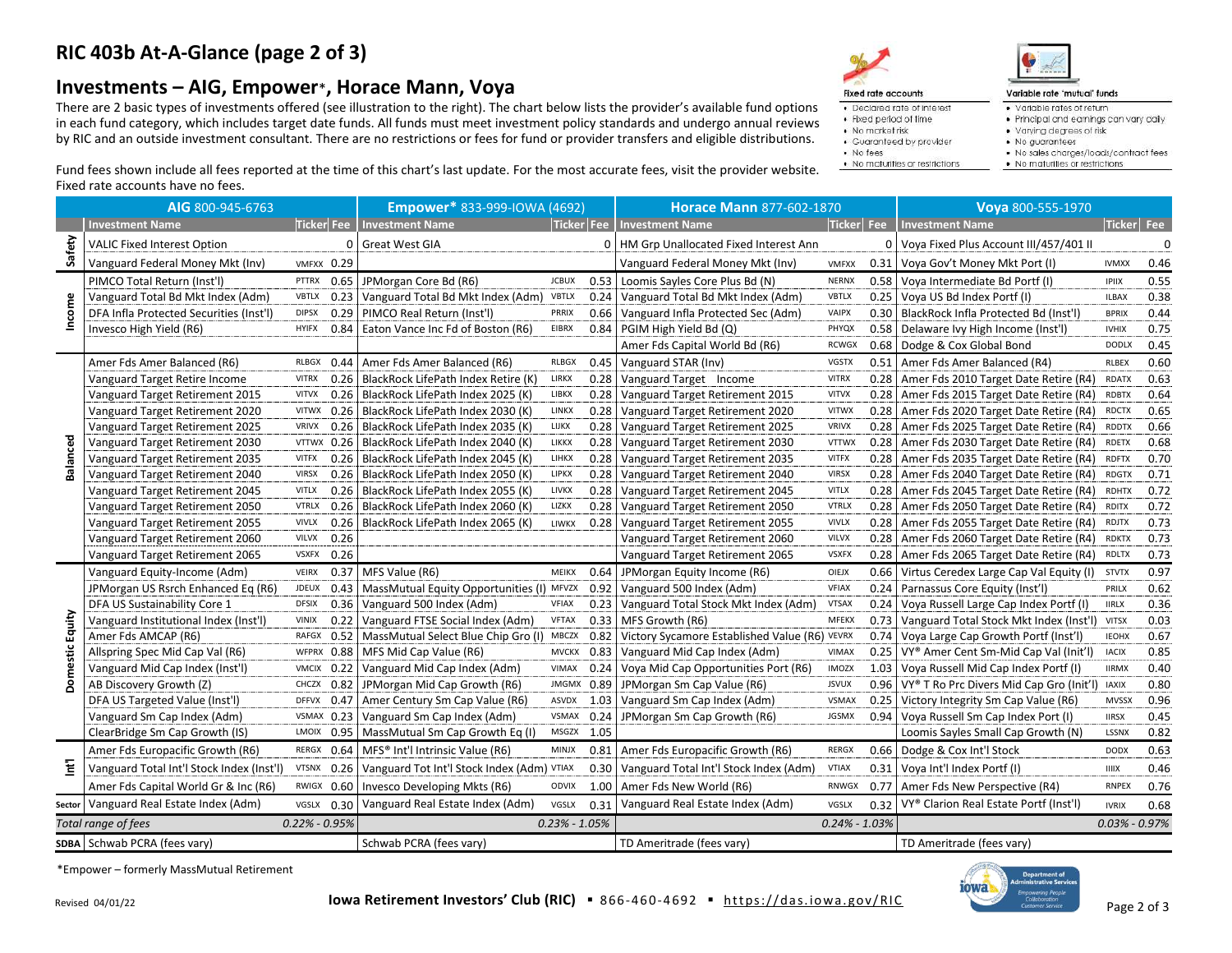# RIC 403b At-A-Glance (page 2 of 3)

## Investments – AIG, Empower*, Horace Mann, Voya

There are 2 basic types of investments offered (see illustration to the right). The chart below lists the provider's available fund options in each fund category, which includes target date funds. All funds must meet investment policy standards and undergo annual reviews by RIC and an outside investment consultant. There are no restrictions or fees for fund or provider transfers and eligible distributions.

**Fixed rate accounts**
- Declared rate of interest
- Fixed period of time
- No market risk
- Guaranteed by provider
- No fees
- No maturities or restrictions

**Variable rate 'mutual' funds**
- Variable rates of return
- Principal and earnings can vary daily
- Varying degrees of risk
- No guarantees
- No sales charges/loads/contract fees
- No maturities or restrictions

Fund fees shown include all fees reported at the time of this chart's last update. For the most accurate fees, visit the provider website. Fixed rate accounts have no fees.

| | **AIG** 800-945-6763 | | | **Empower*** 833-999-IOWA (4692) | | | **Horace Mann** 877-602-1870 | | | **Voya** 800-555-1970 | | |
|---|---|---|---|---|---|---|---|---|---|---|---|---|
| | Investment Name | Ticker | Fee | Investment Name | Ticker | Fee | Investment Name | Ticker | Fee | Investment Name | Ticker | Fee |
| Safety | VALIC Fixed Interest Option | | 0 | Great West GIA | | 0 | HM Grp Unallocated Fixed Interest Ann | | 0 | Voya Fixed Plus Account III/457/401 II | | 0 |
| Safety | Vanguard Federal Money Mkt (Inv) | VMFXX | 0.29 | | | | Vanguard Federal Money Mkt (Inv) | VMFXX | 0.31 | Voya Gov't Money Mkt Port (I) | IVMXX | 0.46 |
| Income | PIMCO Total Return (Inst'l) | PTTRX | 0.65 | JPMorgan Core Bd (R6) | JCBUX | 0.53 | Loomis Sayles Core Plus Bd (N) | NERNX | 0.58 | Voya Intermediate Bd Portf (I) | IPIIX | 0.55 |
| Income | Vanguard Total Bd Mkt Index (Adm) | VBTLX | 0.23 | Vanguard Total Bd Mkt Index (Adm) | VBTLX | 0.24 | Vanguard Total Bd Mkt Index (Adm) | VBTLX | 0.25 | Voya US Bd Index Portf (I) | ILBAX | 0.38 |
| Income | DFA Infla Protected Securities (Inst'l) | DIPSX | 0.29 | PIMCO Real Return (Inst'l) | PRRIX | 0.66 | Vanguard Infla Protected Sec (Adm) | VAIPX | 0.30 | BlackRock Infla Protected Bd (Inst'l) | BPRIX | 0.44 |
| Income | Invesco High Yield (R6) | HYIFX | 0.84 | Eaton Vance Inc Fd of Boston (R6) | EIBRX | 0.84 | PGIM High Yield Bd (Q) | PHYQX | 0.58 | Delaware Ivy High Income (Inst'l) | IVHIX | 0.75 |
| Income | | | | | | | Amer Fds Capital World Bd (R6) | RCWGX | 0.68 | Dodge & Cox Global Bond | DODLX | 0.45 |
| Balanced | Amer Fds Amer Balanced (R6) | RLBGX | 0.44 | Amer Fds Amer Balanced (R6) | RLBGX | 0.45 | Vanguard STAR (Inv) | VGSTX | 0.51 | Amer Fds Amer Balanced (R4) | RLBEX | 0.60 |
| Balanced | Vanguard Target Retire Income | VTINX | 0.26 | BlackRock LifePath Index Retire (K) | LIRKX | 0.28 | Vanguard Target Income | VTINX | 0.28 | Amer Fds 2010 Target Date Retire (R4) | RDATX | 0.63 |
| Balanced | Vanguard Target Retirement 2015 | VTXVX | 0.26 | BlackRock LifePath Index 2025 (K) | LIBKX | 0.28 | Vanguard Target Retirement 2015 | VTXVX | 0.28 | Amer Fds 2015 Target Date Retire (R4) | RDBTX | 0.64 |
| Balanced | Vanguard Target Retirement 2020 | VTWNX | 0.26 | BlackRock LifePath Index 2030 (K) | LINKX | 0.28 | Vanguard Target Retirement 2020 | VTWNX | 0.28 | Amer Fds 2020 Target Date Retire (R4) | RDCTX | 0.65 |
| Balanced | Vanguard Target Retirement 2025 | VTTVX | 0.26 | BlackRock LifePath Index 2035 (K) | LIJKX | 0.28 | Vanguard Target Retirement 2025 | VTTVX | 0.28 | Amer Fds 2025 Target Date Retire (R4) | RDDTX | 0.66 |
| Balanced | Vanguard Target Retirement 2030 | VTHRX | 0.26 | BlackRock LifePath Index 2040 (K) | LIKKX | 0.28 | Vanguard Target Retirement 2030 | VTHRX | 0.28 | Amer Fds 2030 Target Date Retire (R4) | RDETX | 0.68 |
| Balanced | Vanguard Target Retirement 2035 | VTTHX | 0.26 | BlackRock LifePath Index 2045 (K) | LIHKX | 0.28 | Vanguard Target Retirement 2035 | VTTHX | 0.28 | Amer Fds 2035 Target Date Retire (R4) | RDFTX | 0.70 |
| Balanced | Vanguard Target Retirement 2040 | VFORX | 0.26 | BlackRock LifePath Index 2050 (K) | LIPKX | 0.28 | Vanguard Target Retirement 2040 | VFORX | 0.28 | Amer Fds 2040 Target Date Retire (R4) | RDGTX | 0.71 |
| Balanced | Vanguard Target Retirement 2045 | VTIVX | 0.26 | BlackRock LifePath Index 2055 (K) | LIVKX | 0.28 | Vanguard Target Retirement 2045 | VTIVX | 0.28 | Amer Fds 2045 Target Date Retire (R4) | RDHTX | 0.72 |
| Balanced | Vanguard Target Retirement 2050 | VFIFX | 0.26 | BlackRock LifePath Index 2060 (K) | LIZKX | 0.28 | Vanguard Target Retirement 2050 | VFIFX | 0.28 | Amer Fds 2050 Target Date Retire (R4) | RDITX | 0.72 |
| Balanced | Vanguard Target Retirement 2055 | VFFVX | 0.26 | BlackRock LifePath Index 2065 (K) | LIWKX | 0.28 | Vanguard Target Retirement 2055 | VFFVX | 0.28 | Amer Fds 2055 Target Date Retire (R4) | RDJTX | 0.73 |
| Balanced | Vanguard Target Retirement 2060 | VTTSX | 0.26 | | | | Vanguard Target Retirement 2060 | VTTSX | 0.28 | Amer Fds 2060 Target Date Retire (R4) | RDKTX | 0.73 |
| Balanced | Vanguard Target Retirement 2065 | VLXVX | 0.26 | | | | Vanguard Target Retirement 2065 | VLXVX | 0.28 | Amer Fds 2065 Target Date Retire (R4) | RDLTX | 0.73 |
| Domestic Equity | Vanguard Equity-Income (Adm) | VEIRX | 0.37 | MFS Value (R6) | MEIKX | 0.64 | JPMorgan Equity Income (R6) | OIEJX | 0.66 | Virtus Ceredex Large Cap Val Equity (I) | STVTX | 0.97 |
| Domestic Equity | JPMorgan US Rsrch Enhanced Eq (R6) | JDEUX | 0.43 | MassMutual Equity Opportunities (I) | MFVZX | 0.92 | Vanguard 500 Index (Adm) | VFIAX | 0.24 | Parnassus Core Equity (Inst'l) | PRILX | 0.62 |
| Domestic Equity | DFA US Sustainability Core 1 | DFSIX | 0.36 | Vanguard 500 Index (Adm) | VFIAX | 0.23 | Vanguard Total Stock Mkt Index (Adm) | VTSAX | 0.24 | Voya Russell Large Cap Index Portf (I) | IIRLX | 0.36 |
| Domestic Equity | Vanguard Institutional Index (Inst'l) | VINIX | 0.22 | Vanguard FTSE Social Index (Adm) | VFTAX | 0.33 | MFS Growth (R6) | MFEKX | 0.73 | Vanguard Total Stock Mkt Index (Inst'l) | VITSX | 0.03 |
| Domestic Equity | Amer Fds AMCAP (R6) | RAFGX | 0.52 | MassMutual Select Blue Chip Gro (I) | MBCZX | 0.82 | Victory Sycamore Established Value (R6) | VEVRX | 0.74 | Voya Large Cap Growth Portf (Inst'l) | IEOHX | 0.67 |
| Domestic Equity | Allspring Spec Mid Cap Val (R6) | WFPRX | 0.88 | MFS Mid Cap Value (R6) | MVCKX | 0.83 | Vanguard Mid Cap Index (Adm) | VIMAX | 0.25 | VY® Amer Cent Sm-Mid Cap Val (Init'l) | IACIX | 0.85 |
| Domestic Equity | Vanguard Mid Cap Index (Inst'l) | VMCIX | 0.22 | Vanguard Mid Cap Index (Adm) | VIMAX | 0.24 | Voya Mid Cap Opportunities Port (R6) | IMOZX | 1.03 | Voya Russell Mid Cap Index Portf (I) | IIRMX | 0.40 |
| Domestic Equity | AB Discovery Growth (Z) | CHCZX | 0.82 | JPMorgan Mid Cap Growth (R6) | JMGMX | 0.89 | JPMorgan Sm Cap Value (R6) | JSVUX | 0.96 | VY® T Ro Prc Divers Mid Cap Gro (Init'l) | IAXIX | 0.80 |
| Domestic Equity | DFA US Targeted Value (Inst'l) | DFFVX | 0.47 | Amer Century Sm Cap Value (R6) | ASVDX | 1.03 | Vanguard Sm Cap Index (Adm) | VSMAX | 0.25 | Victory Integrity Sm Cap Value (R6) | MVSSX | 0.96 |
| Domestic Equity | Vanguard Sm Cap Index (Adm) | VSMAX | 0.23 | Vanguard Sm Cap Index (Adm) | VSMAX | 0.24 | JPMorgan Sm Cap Growth (R6) | JGSMX | 0.94 | Voya Russell Sm Cap Index Port (I) | IIRSX | 0.45 |
| Domestic Equity | ClearBridge Sm Cap Growth (IS) | LMOIX | 0.95 | MassMutual Sm Cap Growth Eq (I) | MSGZX | 1.05 | | | | Loomis Sayles Small Cap Growth (N) | LSSNX | 0.82 |
| Int'l | Amer Fds Europacific Growth (R6) | RERGX | 0.64 | MFS® Int'l Intrinsic Value (R6) | MINJX | 0.81 | Amer Fds Europacific Growth (R6) | RERGX | 0.66 | Dodge & Cox Int'l Stock | DODFX | 0.63 |
| Int'l | Vanguard Total Int'l Stock Index (Inst'l) | VTSNX | 0.26 | Vanguard Tot Int'l Stock Index (Adm) | VTIAX | 0.30 | Vanguard Total Int'l Stock Index (Adm) | VTIAX | 0.31 | Voya Int'l Index Portf (I) | IIIIX | 0.46 |
| Int'l | Amer Fds Capital World Gr & Inc (R6) | RWIGX | 0.60 | Invesco Developing Mkts (R6) | ODVIX | 1.00 | Amer Fds New World (R6) | RNWGX | 0.77 | Amer Fds New Perspective (R4) | RNPEX | 0.76 |
| Sector | Vanguard Real Estate Index (Adm) | VGSLX | 0.30 | Vanguard Real Estate Index (Adm) | VGSLX | 0.31 | Vanguard Real Estate Index (Adm) | VGSLX | 0.32 | VY® Clarion Real Estate Portf (Inst'l) | IVRIX | 0.68 |
| | *Total range of fees* | | *0.22% - 0.95%* | | | *0.23% - 1.05%* | | | *0.24% - 1.03%* | | | *0.03% - 0.97%* |
| SDBA | Schwab PCRA (fees vary) | | | Schwab PCRA (fees vary) | | | TD Ameritrade (fees vary) | | | TD Ameritrade (fees vary) | | |

*Empower – formerly MassMutual Retirement

Revised 04/01/22

**Iowa Retirement Investors' Club (RIC)** ▪ 866-460-4692 ▪ https://das.iowa.gov/RIC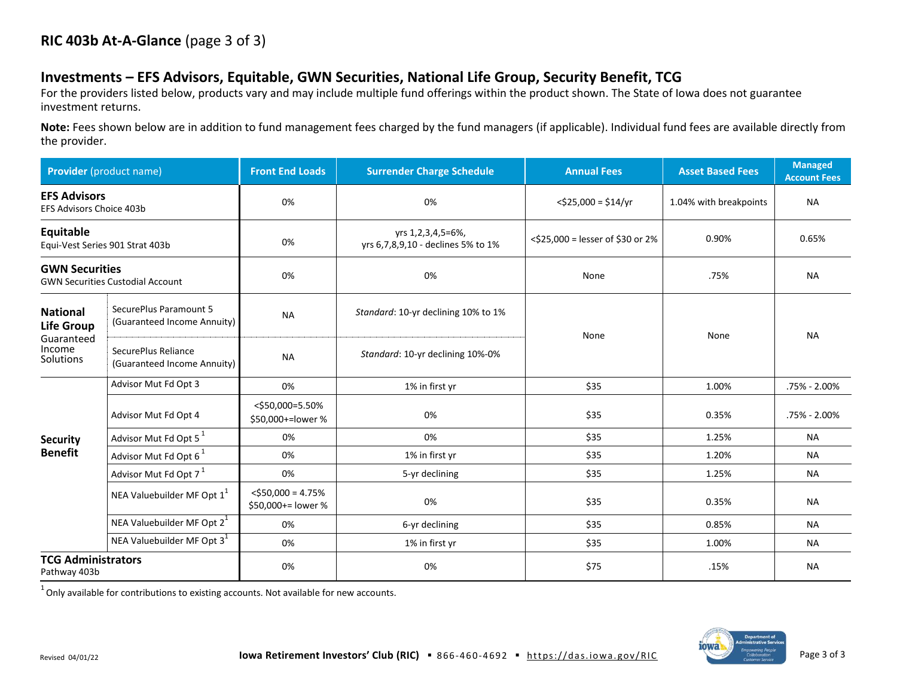# RIC 403b At-A-Glance (page 3 of 3)

## Investments – EFS Advisors, Equitable, GWN Securities, National Life Group, Security Benefit, TCG

For the providers listed below, products vary and may include multiple fund offerings within the product shown. The State of Iowa does not guarantee investment returns.

**Note:** Fees shown below are in addition to fund management fees charged by the fund managers (if applicable). Individual fund fees are available directly from the provider.

| **Provider** (product name) | | Front End Loads | Surrender Charge Schedule | Annual Fees | Asset Based Fees | Managed Account Fees |
|---|---|---|---|---|---|---|
| **EFS Advisors** EFS Advisors Choice 403b | | 0% | 0% | <$25,000 = $14/yr | 1.04% with breakpoints | NA |
| **Equitable** Equi-Vest Series 901 Strat 403b | | 0% | yrs 1,2,3,4,5=6%, yrs 6,7,8,9,10 - declines 5% to 1% | <$25,000 = lesser of $30 or 2% | 0.90% | 0.65% |
| **GWN Securities** GWN Securities Custodial Account | | 0% | 0% | None | .75% | NA |
| **National Life Group** Guaranteed Income Solutions | SecurePlus Paramount 5 (Guaranteed Income Annuity) | NA | *Standard*: 10-yr declining 10% to 1% | None | None | NA |
| | SecurePlus Reliance (Guaranteed Income Annuity) | NA | *Standard*: 10-yr declining 10%-0% | | | |
| **Security Benefit** | Advisor Mut Fd Opt 3 | 0% | 1% in first yr | $35 | 1.00% | .75% - 2.00% |
| | Advisor Mut Fd Opt 4 | <$50,000=5.50% $50,000+=lower % | 0% | $35 | 0.35% | .75% - 2.00% |
| | Advisor Mut Fd Opt 5 [1] | 0% | 0% | $35 | 1.25% | NA |
| | Advisor Mut Fd Opt 6 [1] | 0% | 1% in first yr | $35 | 1.20% | NA |
| | Advisor Mut Fd Opt 7 [1] | 0% | 5-yr declining | $35 | 1.25% | NA |
| | NEA Valuebuilder MF Opt 1 [1] | <$50,000 = 4.75% $50,000+= lower % | 0% | $35 | 0.35% | NA |
| | NEA Valuebuilder MF Opt 2 [1] | 0% | 6-yr declining | $35 | 0.85% | NA |
| | NEA Valuebuilder MF Opt 3 [1] | 0% | 1% in first yr | $35 | 1.00% | NA |
| **TCG Administrators** Pathway 403b | | 0% | 0% | $75 | .15% | NA |

[1] Only available for contributions to existing accounts. Not available for new accounts.

Revised 04/01/22

**Iowa Retirement Investors' Club (RIC)** ▪ 866-460-4692 ▪ https://das.iowa.gov/RIC